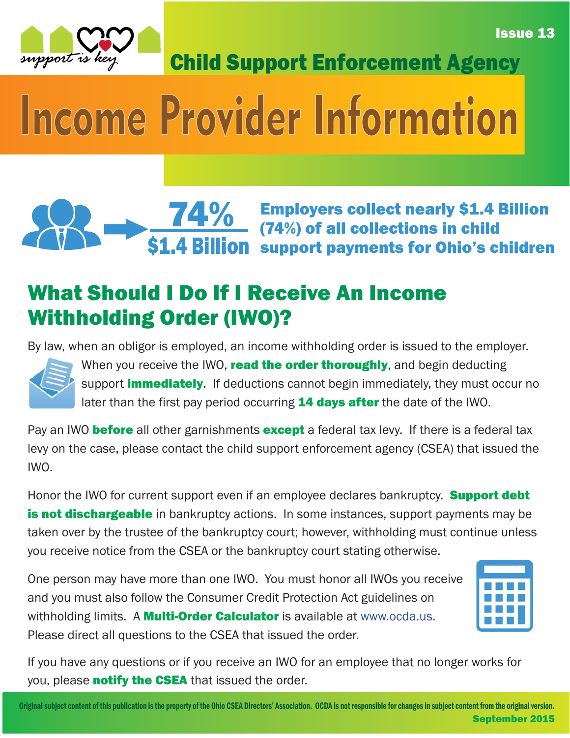Issue 13

support is key

## Child Support Enforcement Agency

# Income Provider Information

**74%**
**$1.4 Billion**

**Employers collect nearly $1.4 Billion (74%) of all collections in child support payments for Ohio's children**

## What Should I Do If I Receive An Income Withholding Order (IWO)?

By law, when an obligor is employed, an income withholding order is issued to the employer. When you receive the IWO, **read the order thoroughly**, and begin deducting support **immediately**. If deductions cannot begin immediately, they must occur no later than the first pay period occurring **14 days after** the date of the IWO.

Pay an IWO **before** all other garnishments **except** a federal tax levy. If there is a federal tax levy on the case, please contact the child support enforcement agency (CSEA) that issued the IWO.

Honor the IWO for current support even if an employee declares bankruptcy. **Support debt is not dischargeable** in bankruptcy actions. In some instances, support payments may be taken over by the trustee of the bankruptcy court; however, withholding must continue unless you receive notice from the CSEA or the bankruptcy court stating otherwise.

One person may have more than one IWO. You must honor all IWOs you receive and you must also follow the Consumer Credit Protection Act guidelines on withholding limits. A **Multi-Order Calculator** is available at www.ocda.us. Please direct all questions to the CSEA that issued the order.

If you have any questions or if you receive an IWO for an employee that no longer works for you, please **notify the CSEA** that issued the order.

Original subject content of this publication is the property of the Ohio CSEA Directors' Association. OCDA is not responsible for changes in subject content from the original version.

September 2015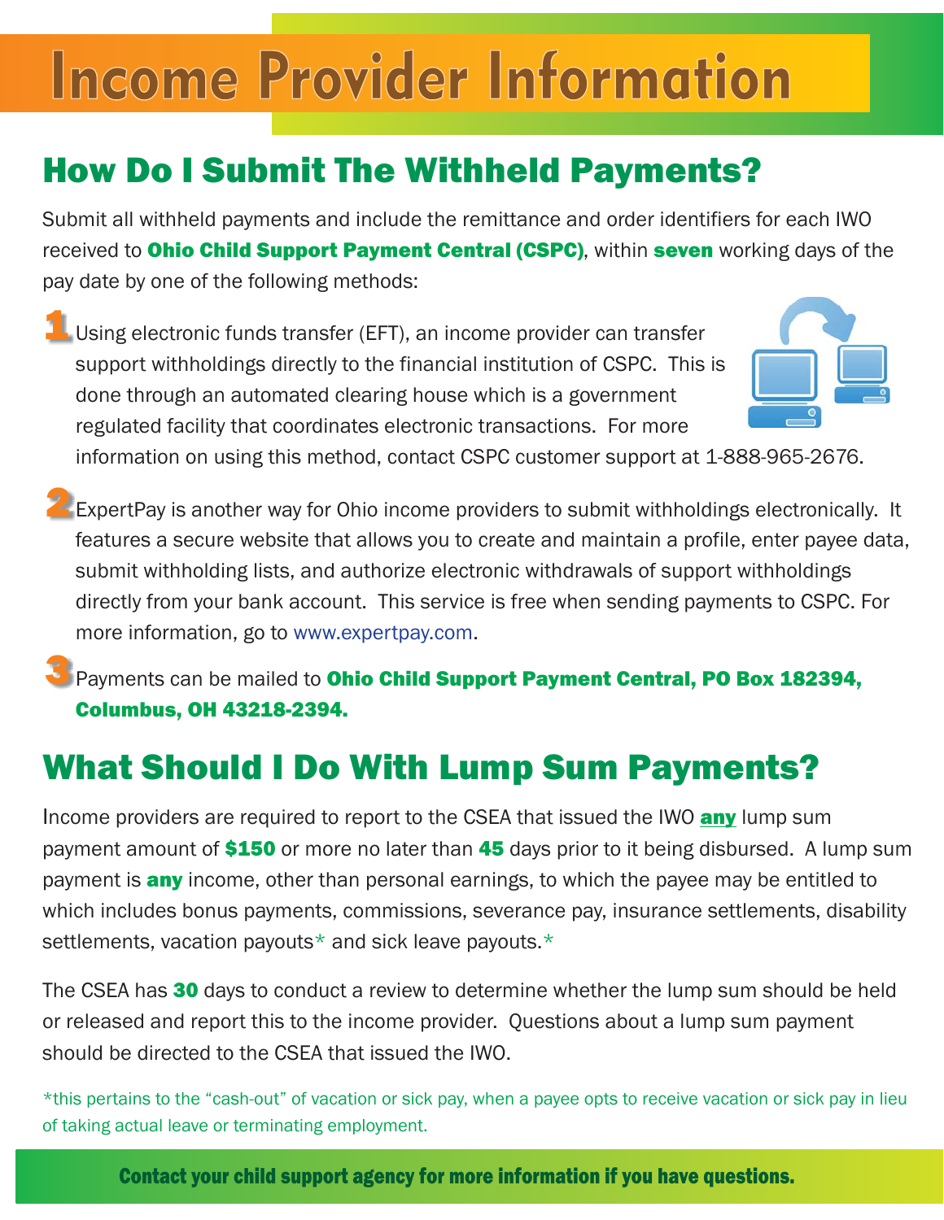# Income Provider Information

## How Do I Submit The Withheld Payments?

Submit all withheld payments and include the remittance and order identifiers for each IWO received to **Ohio Child Support Payment Central (CSPC)**, within **seven** working days of the pay date by one of the following methods:

1. Using electronic funds transfer (EFT), an income provider can transfer support withholdings directly to the financial institution of CSPC. This is done through an automated clearing house which is a government regulated facility that coordinates electronic transactions. For more information on using this method, contact CSPC customer support at 1-888-965-2676.

2. ExpertPay is another way for Ohio income providers to submit withholdings electronically. It features a secure website that allows you to create and maintain a profile, enter payee data, submit withholding lists, and authorize electronic withdrawals of support withholdings directly from your bank account. This service is free when sending payments to CSPC. For more information, go to www.expertpay.com.

3. Payments can be mailed to **Ohio Child Support Payment Central, PO Box 182394, Columbus, OH 43218-2394.**

## What Should I Do With Lump Sum Payments?

Income providers are required to report to the CSEA that issued the IWO **any** lump sum payment amount of **$150** or more no later than **45** days prior to it being disbursed. A lump sum payment is **any** income, other than personal earnings, to which the payee may be entitled to which includes bonus payments, commissions, severance pay, insurance settlements, disability settlements, vacation payouts* and sick leave payouts.*

The CSEA has **30** days to conduct a review to determine whether the lump sum should be held or released and report this to the income provider. Questions about a lump sum payment should be directed to the CSEA that issued the IWO.

*this pertains to the "cash-out" of vacation or sick pay, when a payee opts to receive vacation or sick pay in lieu of taking actual leave or terminating employment.

**Contact your child support agency for more information if you have questions.**